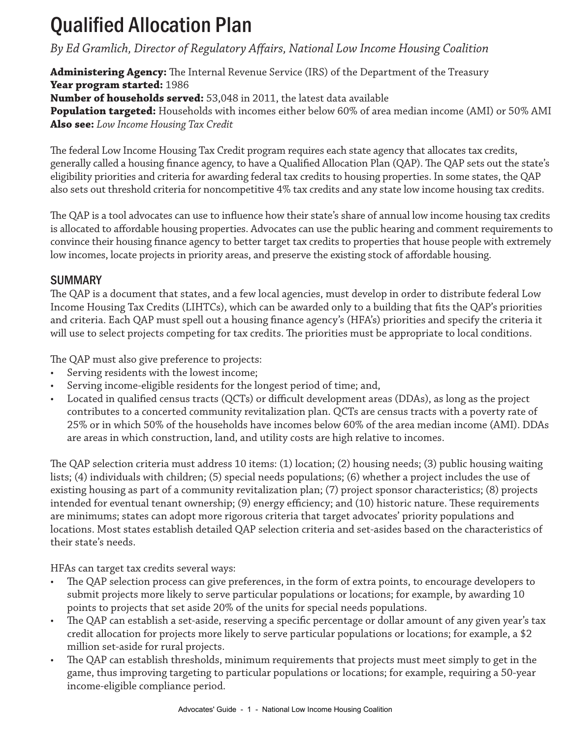# Qualified Allocation Plan

*By Ed Gramlich, Director of Regulatory Affairs, National Low Income Housing Coalition*

**Administering Agency:** The Internal Revenue Service (IRS) of the Department of the Treasury
**Year program started:** 1986
**Number of households served:** 53,048 in 2011, the latest data available
**Population targeted:** Households with incomes either below 60% of area median income (AMI) or 50% AMI
**Also see:** *Low Income Housing Tax Credit*

The federal Low Income Housing Tax Credit program requires each state agency that allocates tax credits, generally called a housing finance agency, to have a Qualified Allocation Plan (QAP). The QAP sets out the state's eligibility priorities and criteria for awarding federal tax credits to housing properties. In some states, the QAP also sets out threshold criteria for noncompetitive 4% tax credits and any state low income housing tax credits.

The QAP is a tool advocates can use to influence how their state's share of annual low income housing tax credits is allocated to affordable housing properties. Advocates can use the public hearing and comment requirements to convince their housing finance agency to better target tax credits to properties that house people with extremely low incomes, locate projects in priority areas, and preserve the existing stock of affordable housing.

## SUMMARY

The QAP is a document that states, and a few local agencies, must develop in order to distribute federal Low Income Housing Tax Credits (LIHTCs), which can be awarded only to a building that fits the QAP's priorities and criteria. Each QAP must spell out a housing finance agency's (HFA's) priorities and specify the criteria it will use to select projects competing for tax credits. The priorities must be appropriate to local conditions.

The QAP must also give preference to projects:

- Serving residents with the lowest income;
- Serving income-eligible residents for the longest period of time; and,
- Located in qualified census tracts (QCTs) or difficult development areas (DDAs), as long as the project contributes to a concerted community revitalization plan. QCTs are census tracts with a poverty rate of 25% or in which 50% of the households have incomes below 60% of the area median income (AMI). DDAs are areas in which construction, land, and utility costs are high relative to incomes.

The QAP selection criteria must address 10 items: (1) location; (2) housing needs; (3) public housing waiting lists; (4) individuals with children; (5) special needs populations; (6) whether a project includes the use of existing housing as part of a community revitalization plan; (7) project sponsor characteristics; (8) projects intended for eventual tenant ownership; (9) energy efficiency; and (10) historic nature. These requirements are minimums; states can adopt more rigorous criteria that target advocates' priority populations and locations. Most states establish detailed QAP selection criteria and set-asides based on the characteristics of their state's needs.

HFAs can target tax credits several ways:

- The QAP selection process can give preferences, in the form of extra points, to encourage developers to submit projects more likely to serve particular populations or locations; for example, by awarding 10 points to projects that set aside 20% of the units for special needs populations.
- The QAP can establish a set-aside, reserving a specific percentage or dollar amount of any given year's tax credit allocation for projects more likely to serve particular populations or locations; for example, a $2 million set-aside for rural projects.
- The QAP can establish thresholds, minimum requirements that projects must meet simply to get in the game, thus improving targeting to particular populations or locations; for example, requiring a 50-year income-eligible compliance period.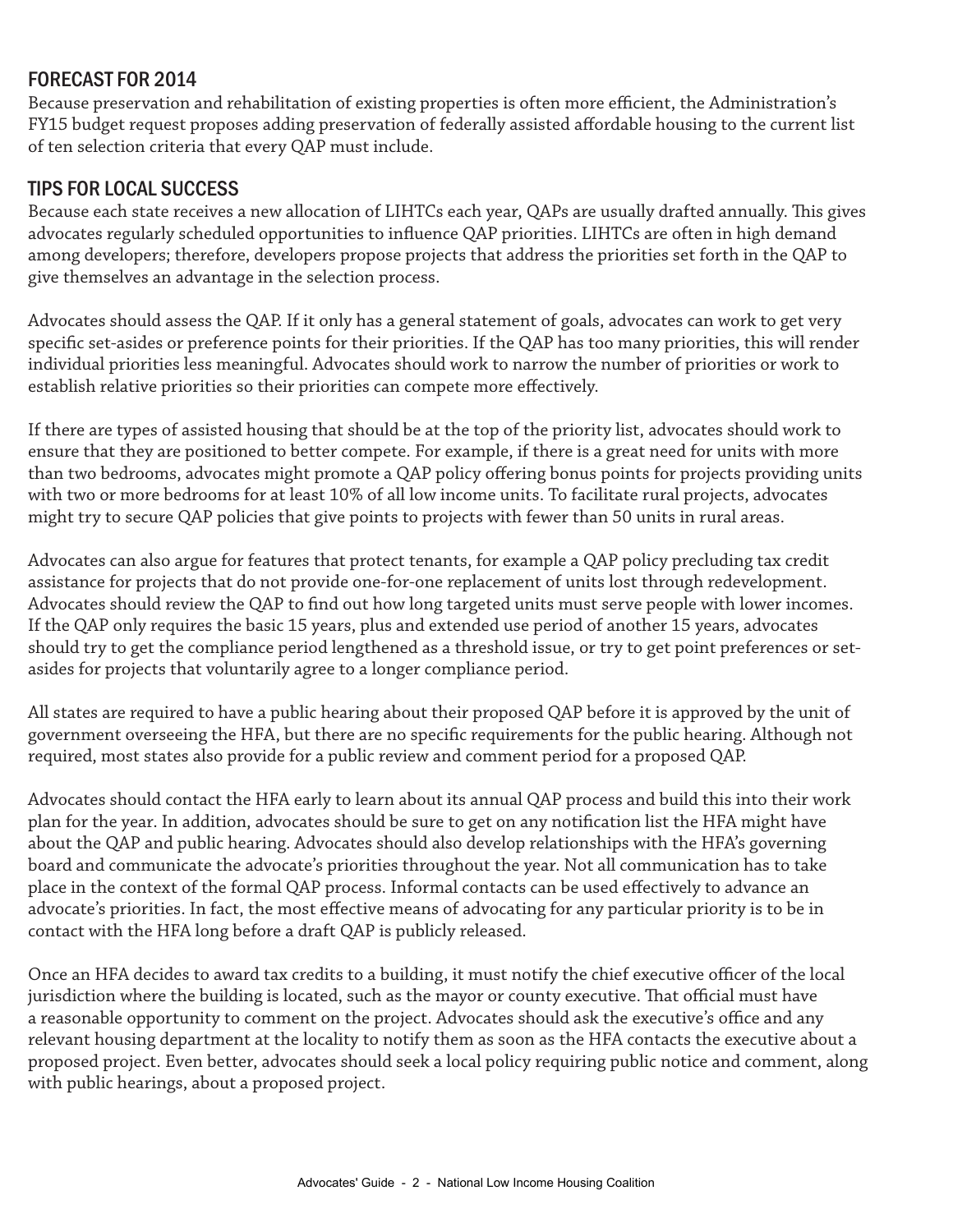## FORECAST FOR 2014

Because preservation and rehabilitation of existing properties is often more efficient, the Administration's FY15 budget request proposes adding preservation of federally assisted affordable housing to the current list of ten selection criteria that every QAP must include.

## TIPS FOR LOCAL SUCCESS

Because each state receives a new allocation of LIHTCs each year, QAPs are usually drafted annually. This gives advocates regularly scheduled opportunities to influence QAP priorities. LIHTCs are often in high demand among developers; therefore, developers propose projects that address the priorities set forth in the QAP to give themselves an advantage in the selection process.

Advocates should assess the QAP. If it only has a general statement of goals, advocates can work to get very specific set-asides or preference points for their priorities. If the QAP has too many priorities, this will render individual priorities less meaningful. Advocates should work to narrow the number of priorities or work to establish relative priorities so their priorities can compete more effectively.

If there are types of assisted housing that should be at the top of the priority list, advocates should work to ensure that they are positioned to better compete. For example, if there is a great need for units with more than two bedrooms, advocates might promote a QAP policy offering bonus points for projects providing units with two or more bedrooms for at least 10% of all low income units. To facilitate rural projects, advocates might try to secure QAP policies that give points to projects with fewer than 50 units in rural areas.

Advocates can also argue for features that protect tenants, for example a QAP policy precluding tax credit assistance for projects that do not provide one-for-one replacement of units lost through redevelopment. Advocates should review the QAP to find out how long targeted units must serve people with lower incomes. If the QAP only requires the basic 15 years, plus and extended use period of another 15 years, advocates should try to get the compliance period lengthened as a threshold issue, or try to get point preferences or set-asides for projects that voluntarily agree to a longer compliance period.

All states are required to have a public hearing about their proposed QAP before it is approved by the unit of government overseeing the HFA, but there are no specific requirements for the public hearing. Although not required, most states also provide for a public review and comment period for a proposed QAP.

Advocates should contact the HFA early to learn about its annual QAP process and build this into their work plan for the year. In addition, advocates should be sure to get on any notification list the HFA might have about the QAP and public hearing. Advocates should also develop relationships with the HFA's governing board and communicate the advocate's priorities throughout the year. Not all communication has to take place in the context of the formal QAP process. Informal contacts can be used effectively to advance an advocate's priorities. In fact, the most effective means of advocating for any particular priority is to be in contact with the HFA long before a draft QAP is publicly released.

Once an HFA decides to award tax credits to a building, it must notify the chief executive officer of the local jurisdiction where the building is located, such as the mayor or county executive. That official must have a reasonable opportunity to comment on the project. Advocates should ask the executive's office and any relevant housing department at the locality to notify them as soon as the HFA contacts the executive about a proposed project. Even better, advocates should seek a local policy requiring public notice and comment, along with public hearings, about a proposed project.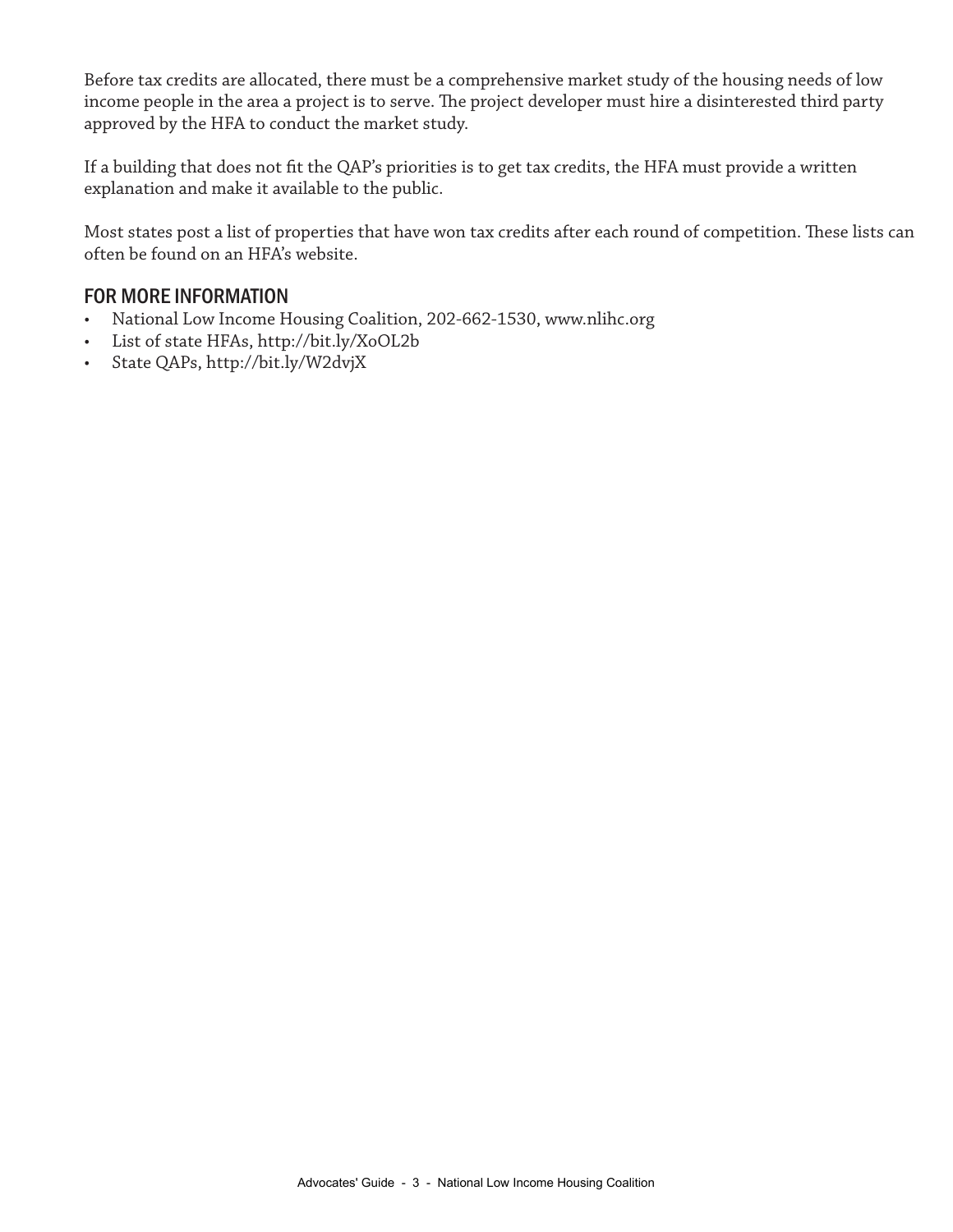Before tax credits are allocated, there must be a comprehensive market study of the housing needs of low income people in the area a project is to serve. The project developer must hire a disinterested third party approved by the HFA to conduct the market study.

If a building that does not fit the QAP's priorities is to get tax credits, the HFA must provide a written explanation and make it available to the public.

Most states post a list of properties that have won tax credits after each round of competition. These lists can often be found on an HFA's website.

## FOR MORE INFORMATION

- National Low Income Housing Coalition, 202-662-1530, www.nlihc.org
- List of state HFAs, http://bit.ly/XoOL2b
- State QAPs, http://bit.ly/W2dvjX